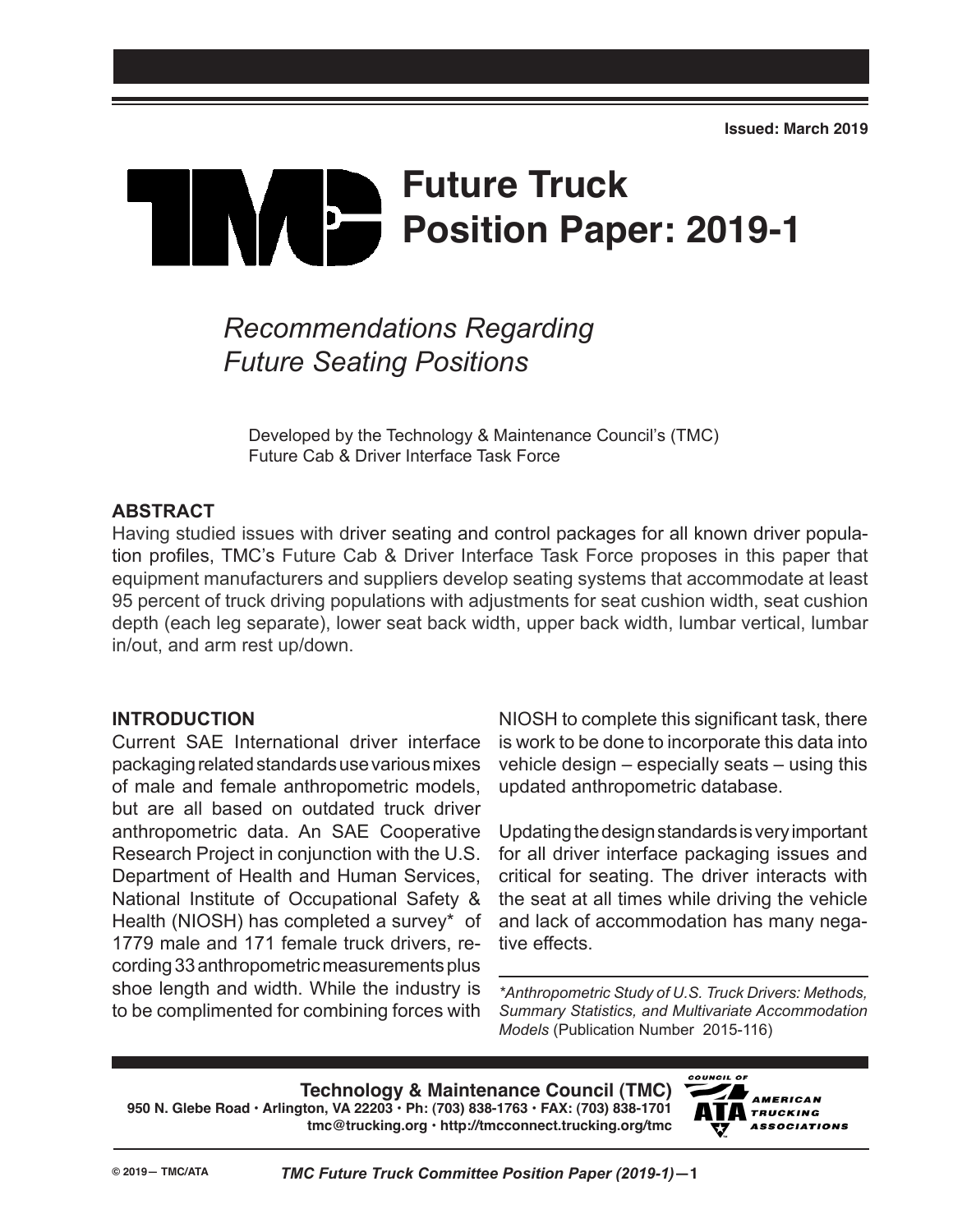Issued: March 2019

# TMC Future Truck Position Paper: 2019-1

## *Recommendations Regarding Future Seating Positions*

Developed by the Technology & Maintenance Council's (TMC) Future Cab & Driver Interface Task Force

### ABSTRACT

Having studied issues with driver seating and control packages for all known driver population profiles, TMC's Future Cab & Driver Interface Task Force proposes in this paper that equipment manufacturers and suppliers develop seating systems that accommodate at least 95 percent of truck driving populations with adjustments for seat cushion width, seat cushion depth (each leg separate), lower seat back width, upper back width, lumbar vertical, lumbar in/out, and arm rest up/down.

### INTRODUCTION

Current SAE International driver interface packaging related standards use various mixes of male and female anthropometric models, but are all based on outdated truck driver anthropometric data. An SAE Cooperative Research Project in conjunction with the U.S. Department of Health and Human Services, National Institute of Occupational Safety & Health (NIOSH) has completed a survey* of 1779 male and 171 female truck drivers, recording 33 anthropometric measurements plus shoe length and width. While the industry is to be complimented for combining forces with NIOSH to complete this significant task, there is work to be done to incorporate this data into vehicle design – especially seats – using this updated anthropometric database.

Updating the design standards is very important for all driver interface packaging issues and critical for seating. The driver interacts with the seat at all times while driving the vehicle and lack of accommodation has many negative effects.

*\*Anthropometric Study of U.S. Truck Drivers: Methods, Summary Statistics, and Multivariate Accommodation Models* (Publication Number 2015-116)

**Technology & Maintenance Council (TMC)**
950 N. Glebe Road • Arlington, VA 22203 • Ph: (703) 838-1763 • FAX: (703) 838-1701
tmc@trucking.org • http://tmcconnect.trucking.org/tmc

© 2019— TMC/ATA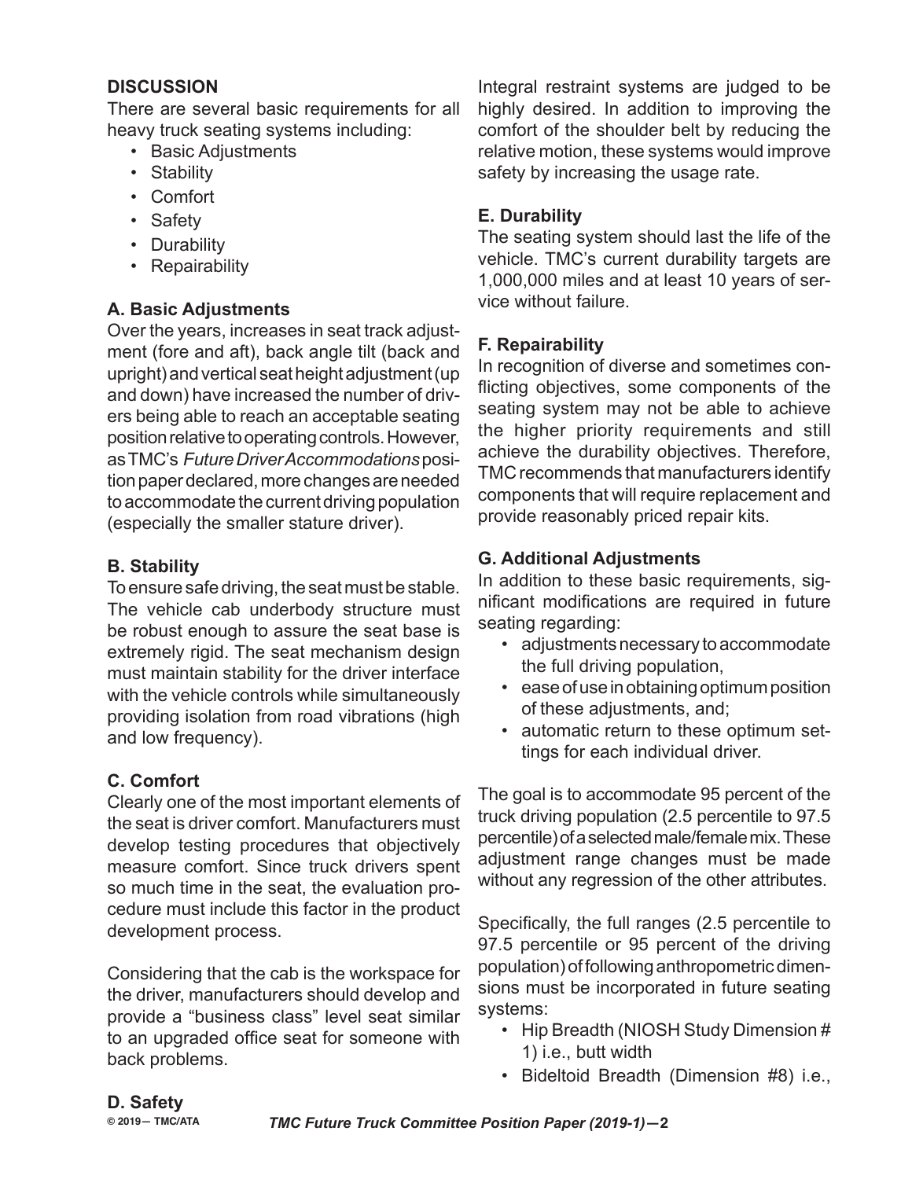## DISCUSSION

There are several basic requirements for all heavy truck seating systems including:

- Basic Adjustments
- Stability
- Comfort
- Safety
- Durability
- Repairability

### A. Basic Adjustments

Over the years, increases in seat track adjustment (fore and aft), back angle tilt (back and upright) and vertical seat height adjustment (up and down) have increased the number of drivers being able to reach an acceptable seating position relative to operating controls. However, as TMC's *Future Driver Accommodations* position paper declared, more changes are needed to accommodate the current driving population (especially the smaller stature driver).

### B. Stability

To ensure safe driving, the seat must be stable. The vehicle cab underbody structure must be robust enough to assure the seat base is extremely rigid. The seat mechanism design must maintain stability for the driver interface with the vehicle controls while simultaneously providing isolation from road vibrations (high and low frequency).

### C. Comfort

Clearly one of the most important elements of the seat is driver comfort. Manufacturers must develop testing procedures that objectively measure comfort. Since truck drivers spent so much time in the seat, the evaluation procedure must include this factor in the product development process.

Considering that the cab is the workspace for the driver, manufacturers should develop and provide a "business class" level seat similar to an upgraded office seat for someone with back problems.

### D. Safety

Integral restraint systems are judged to be highly desired. In addition to improving the comfort of the shoulder belt by reducing the relative motion, these systems would improve safety by increasing the usage rate.

### E. Durability

The seating system should last the life of the vehicle. TMC's current durability targets are 1,000,000 miles and at least 10 years of service without failure.

### F. Repairability

In recognition of diverse and sometimes conflicting objectives, some components of the seating system may not be able to achieve the higher priority requirements and still achieve the durability objectives. Therefore, TMC recommends that manufacturers identify components that will require replacement and provide reasonably priced repair kits.

### G. Additional Adjustments

In addition to these basic requirements, significant modifications are required in future seating regarding:

- adjustments necessary to accommodate the full driving population,
- ease of use in obtaining optimum position of these adjustments, and;
- automatic return to these optimum settings for each individual driver.

The goal is to accommodate 95 percent of the truck driving population (2.5 percentile to 97.5 percentile) of a selected male/female mix. These adjustment range changes must be made without any regression of the other attributes.

Specifically, the full ranges (2.5 percentile to 97.5 percentile or 95 percent of the driving population) of following anthropometric dimensions must be incorporated in future seating systems:

- Hip Breadth (NIOSH Study Dimension # 1) i.e., butt width
- Bideltoid Breadth (Dimension #8) i.e.,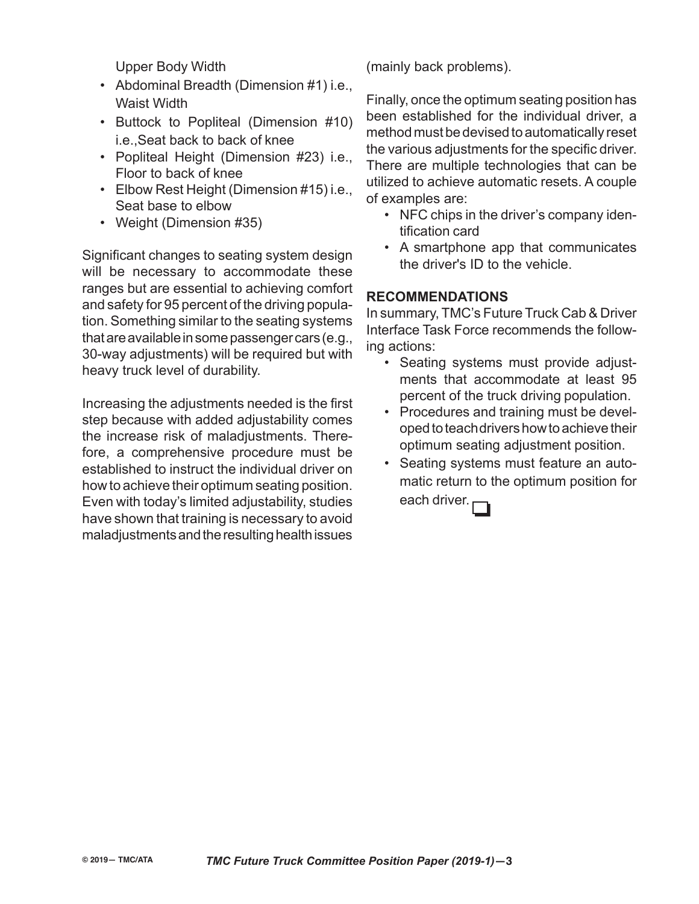Upper Body Width

- Abdominal Breadth (Dimension #1) i.e., Waist Width
- Buttock to Popliteal (Dimension #10) i.e.,Seat back to back of knee
- Popliteal Height (Dimension #23) i.e., Floor to back of knee
- Elbow Rest Height (Dimension #15) i.e., Seat base to elbow
- Weight (Dimension #35)

Significant changes to seating system design will be necessary to accommodate these ranges but are essential to achieving comfort and safety for 95 percent of the driving population. Something similar to the seating systems that are available in some passenger cars (e.g., 30-way adjustments) will be required but with heavy truck level of durability.

Increasing the adjustments needed is the first step because with added adjustability comes the increase risk of maladjustments. Therefore, a comprehensive procedure must be established to instruct the individual driver on how to achieve their optimum seating position. Even with today's limited adjustability, studies have shown that training is necessary to avoid maladjustments and the resulting health issues (mainly back problems).

Finally, once the optimum seating position has been established for the individual driver, a method must be devised to automatically reset the various adjustments for the specific driver. There are multiple technologies that can be utilized to achieve automatic resets. A couple of examples are:

- NFC chips in the driver's company identification card
- A smartphone app that communicates the driver's ID to the vehicle.

## RECOMMENDATIONS

In summary, TMC's Future Truck Cab & Driver Interface Task Force recommends the following actions:

- Seating systems must provide adjustments that accommodate at least 95 percent of the truck driving population.
- Procedures and training must be developed to teach drivers how to achieve their optimum seating adjustment position.
- Seating systems must feature an automatic return to the optimum position for each driver.